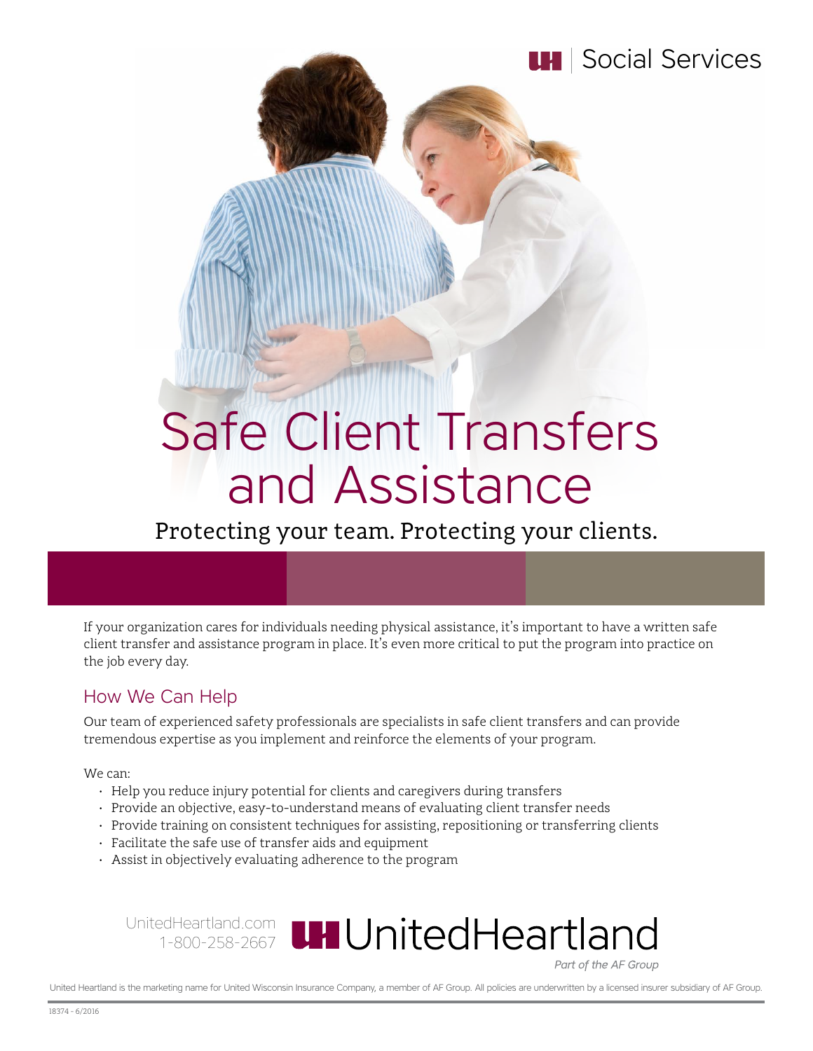UH | Social Services

# Safe Client Transfers and Assistance

Protecting your team. Protecting your clients.

If your organization cares for individuals needing physical assistance, it's important to have a written safe client transfer and assistance program in place. It's even more critical to put the program into practice on the job every day.

## How We Can Help

Our team of experienced safety professionals are specialists in safe client transfers and can provide tremendous expertise as you implement and reinforce the elements of your program.

We can:

- Help you reduce injury potential for clients and caregivers during transfers
- Provide an objective, easy-to-understand means of evaluating client transfer needs
- Provide training on consistent techniques for assisting, repositioning or transferring clients
- Facilitate the safe use of transfer aids and equipment
- Assist in objectively evaluating adherence to the program

UnitedHeartland.com
1-800-258-2667

UH UnitedHeartland
*Part of the AF Group*

United Heartland is the marketing name for United Wisconsin Insurance Company, a member of AF Group. All policies are underwritten by a licensed insurer subsidiary of AF Group.

18374 - 6/2016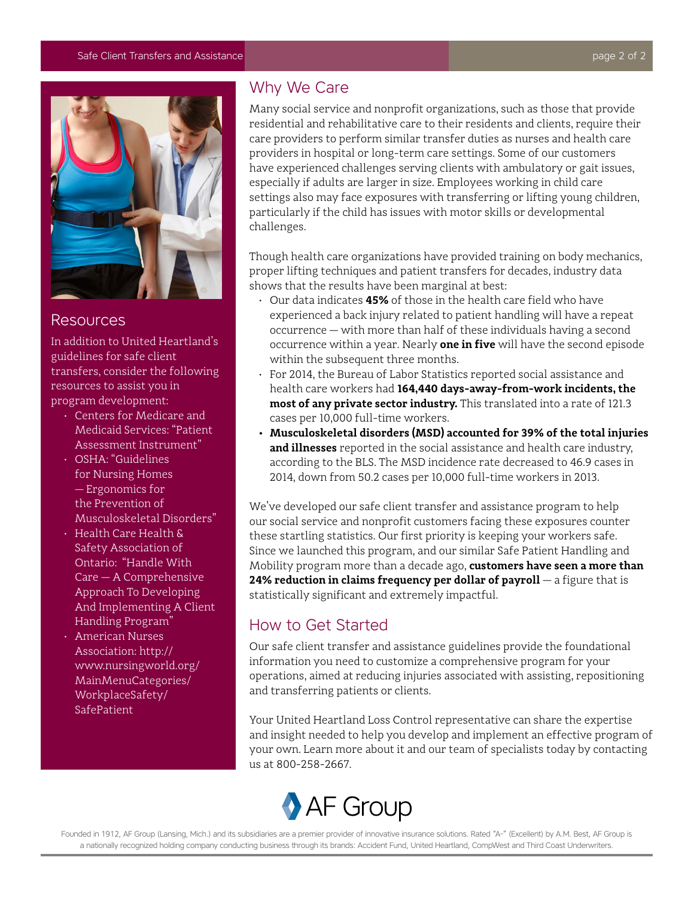## Resources

In addition to United Heartland's guidelines for safe client transfers, consider the following resources to assist you in program development:

- Centers for Medicare and Medicaid Services: "Patient Assessment Instrument"
- OSHA: "Guidelines for Nursing Homes — Ergonomics for the Prevention of Musculoskeletal Disorders"
- Health Care Health & Safety Association of Ontario: "Handle With Care — A Comprehensive Approach To Developing And Implementing A Client Handling Program"
- American Nurses Association: http://www.nursingworld.org/MainMenuCategories/WorkplaceSafety/SafePatient

## Why We Care

Many social service and nonprofit organizations, such as those that provide residential and rehabilitative care to their residents and clients, require their care providers to perform similar transfer duties as nurses and health care providers in hospital or long-term care settings. Some of our customers have experienced challenges serving clients with ambulatory or gait issues, especially if adults are larger in size. Employees working in child care settings also may face exposures with transferring or lifting young children, particularly if the child has issues with motor skills or developmental challenges.

Though health care organizations have provided training on body mechanics, proper lifting techniques and patient transfers for decades, industry data shows that the results have been marginal at best:

- Our data indicates **45%** of those in the health care field who have experienced a back injury related to patient handling will have a repeat occurrence — with more than half of these individuals having a second occurrence within a year. Nearly **one in five** will have the second episode within the subsequent three months.
- For 2014, the Bureau of Labor Statistics reported social assistance and health care workers had **164,440 days-away-from-work incidents, the most of any private sector industry.** This translated into a rate of 121.3 cases per 10,000 full-time workers.
- **Musculoskeletal disorders (MSD) accounted for 39% of the total injuries and illnesses** reported in the social assistance and health care industry, according to the BLS. The MSD incidence rate decreased to 46.9 cases in 2014, down from 50.2 cases per 10,000 full-time workers in 2013.

We've developed our safe client transfer and assistance program to help our social service and nonprofit customers facing these exposures counter these startling statistics. Our first priority is keeping your workers safe. Since we launched this program, and our similar Safe Patient Handling and Mobility program more than a decade ago, **customers have seen a more than 24% reduction in claims frequency per dollar of payroll** — a figure that is statistically significant and extremely impactful.

## How to Get Started

Our safe client transfer and assistance guidelines provide the foundational information you need to customize a comprehensive program for your operations, aimed at reducing injuries associated with assisting, repositioning and transferring patients or clients.

Your United Heartland Loss Control representative can share the expertise and insight needed to help you develop and implement an effective program of your own. Learn more about it and our team of specialists today by contacting us at 800-258-2667.

AF Group

Founded in 1912, AF Group (Lansing, Mich.) and its subsidiaries are a premier provider of innovative insurance solutions. Rated "A-" (Excellent) by A.M. Best, AF Group is a nationally recognized holding company conducting business through its brands: Accident Fund, United Heartland, CompWest and Third Coast Underwriters.